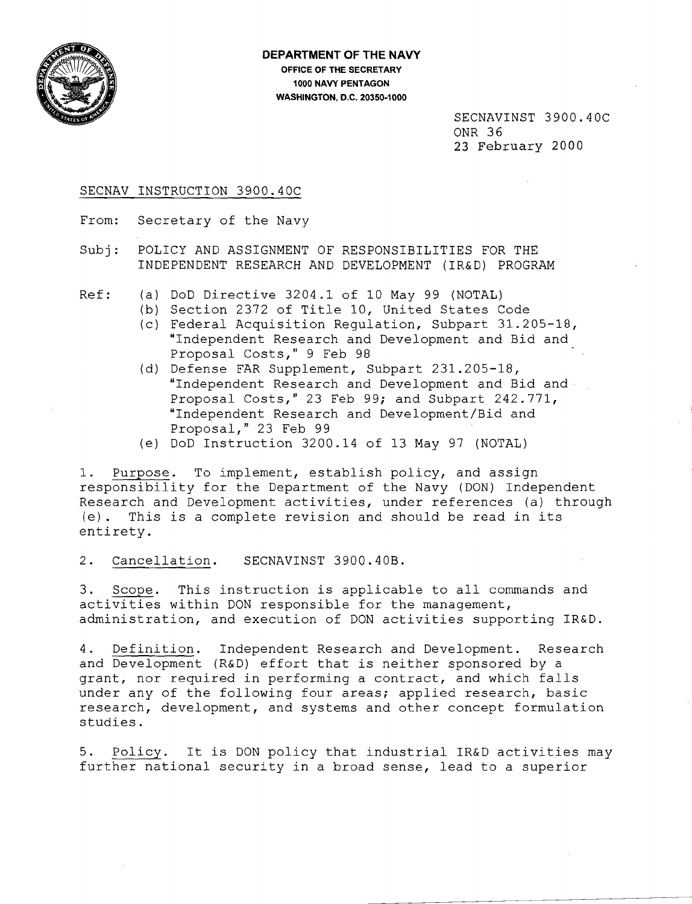**DEPARTMENT OF THE NAVY**
**OFFICE OF THE SECRETARY**
**1000 NAVY PENTAGON**
**WASHINGTON, D.C. 20350-1000**

SECNAVINST 3900.40C
ONR 36
23 February 2000

SECNAV INSTRUCTION 3900.40C

From: Secretary of the Navy

Subj: POLICY AND ASSIGNMENT OF RESPONSIBILITIES FOR THE INDEPENDENT RESEARCH AND DEVELOPMENT (IR&D) PROGRAM

Ref:
- (a) DoD Directive 3204.1 of 10 May 99 (NOTAL)
- (b) Section 2372 of Title 10, United States Code
- (c) Federal Acquisition Regulation, Subpart 31.205-18, "Independent Research and Development and Bid and Proposal Costs," 9 Feb 98
- (d) Defense FAR Supplement, Subpart 231.205-18, "Independent Research and Development and Bid and Proposal Costs," 23 Feb 99; and Subpart 242.771, "Independent Research and Development/Bid and Proposal," 23 Feb 99
- (e) DoD Instruction 3200.14 of 13 May 97 (NOTAL)

1. Purpose. To implement, establish policy, and assign responsibility for the Department of the Navy (DON) Independent Research and Development activities, under references (a) through (e). This is a complete revision and should be read in its entirety.

2. Cancellation. SECNAVINST 3900.40B.

3. Scope. This instruction is applicable to all commands and activities within DON responsible for the management, administration, and execution of DON activities supporting IR&D.

4. Definition. Independent Research and Development. Research and Development (R&D) effort that is neither sponsored by a grant, nor required in performing a contract, and which falls under any of the following four areas; applied research, basic research, development, and systems and other concept formulation studies.

5. Policy. It is DON policy that industrial IR&D activities may further national security in a broad sense, lead to a superior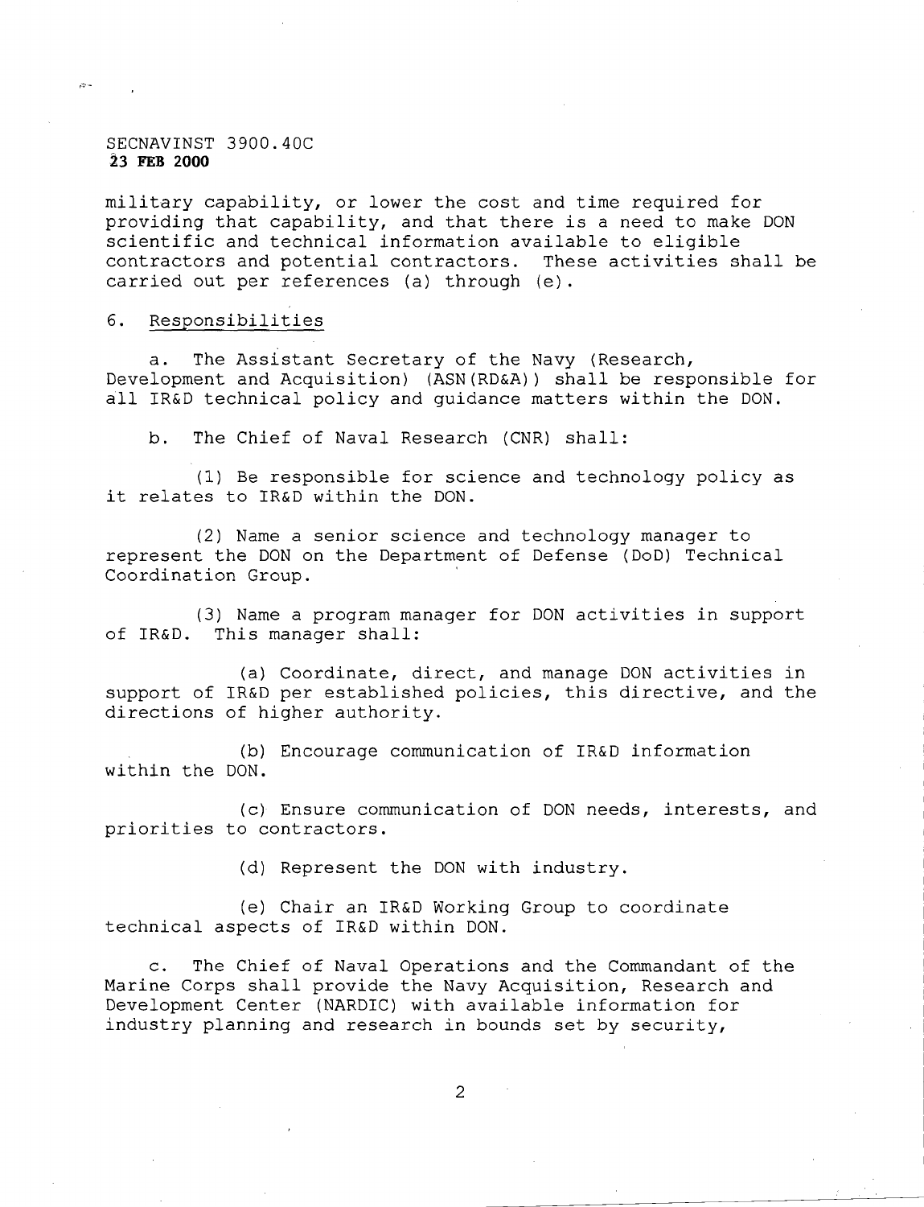military capability, or lower the cost and time required for providing that capability, and that there is a need to make DON scientific and technical information available to eligible contractors and potential contractors. These activities shall be carried out per references (a) through (e).

6. Responsibilities

a. The Assistant Secretary of the Navy (Research, Development and Acquisition) (ASN(RD&A)) shall be responsible for all IR&D technical policy and guidance matters within the DON.

b. The Chief of Naval Research (CNR) shall:

(1) Be responsible for science and technology policy as it relates to IR&D within the DON.

(2) Name a senior science and technology manager to represent the DON on the Department of Defense (DoD) Technical Coordination Group.

(3) Name a program manager for DON activities in support of IR&D. This manager shall:

(a) Coordinate, direct, and manage DON activities in support of IR&D per established policies, this directive, and the directions of higher authority.

(b) Encourage communication of IR&D information within the DON.

(c) Ensure communication of DON needs, interests, and priorities to contractors.

(d) Represent the DON with industry.

(e) Chair an IR&D Working Group to coordinate technical aspects of IR&D within DON.

c. The Chief of Naval Operations and the Commandant of the Marine Corps shall provide the Navy Acquisition, Research and Development Center (NARDIC) with available information for industry planning and research in bounds set by security,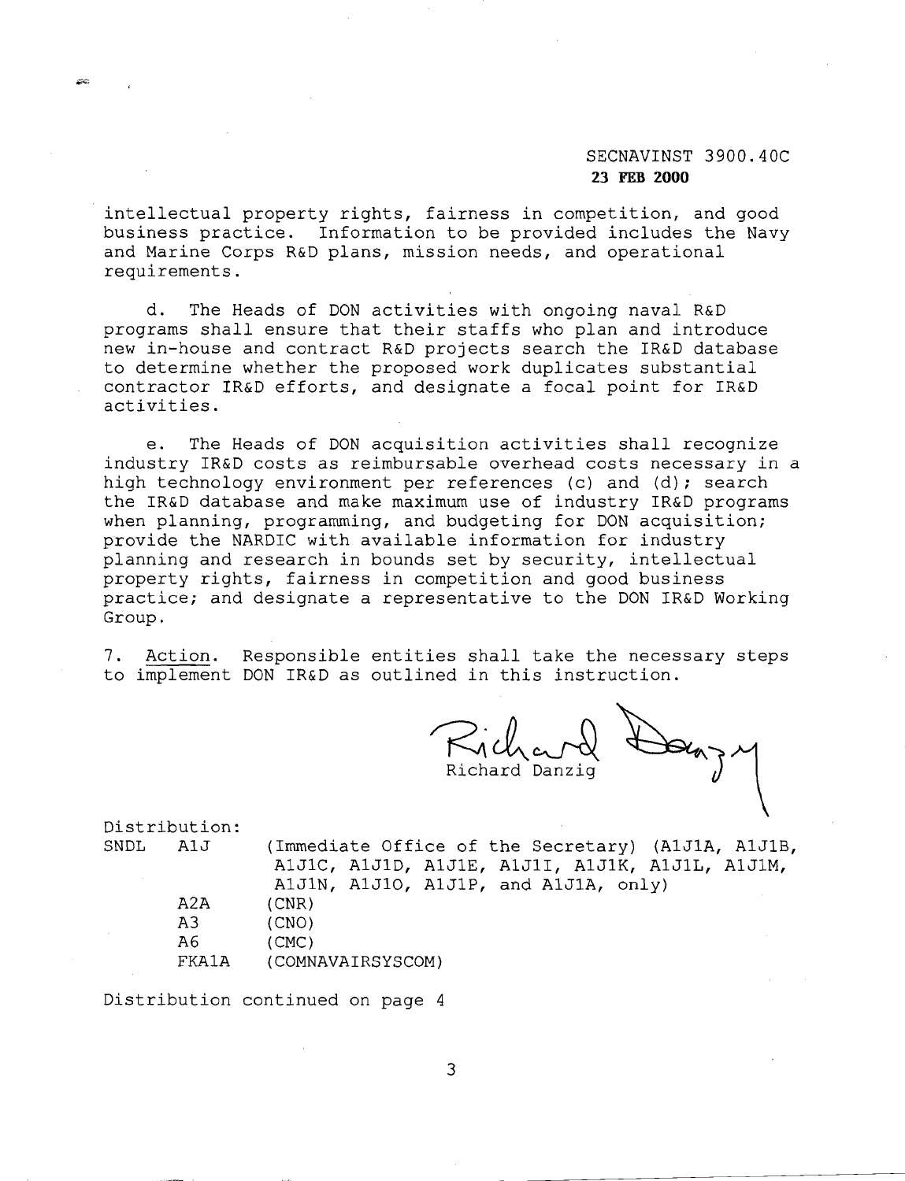intellectual property rights, fairness in competition, and good business practice. Information to be provided includes the Navy and Marine Corps R&D plans, mission needs, and operational requirements.

d. The Heads of DON activities with ongoing naval R&D programs shall ensure that their staffs who plan and introduce new in-house and contract R&D projects search the IR&D database to determine whether the proposed work duplicates substantial contractor IR&D efforts, and designate a focal point for IR&D activities.

e. The Heads of DON acquisition activities shall recognize industry IR&D costs as reimbursable overhead costs necessary in a high technology environment per references (c) and (d); search the IR&D database and make maximum use of industry IR&D programs when planning, programming, and budgeting for DON acquisition; provide the NARDIC with available information for industry planning and research in bounds set by security, intellectual property rights, fairness in competition and good business practice; and designate a representative to the DON IR&D Working Group.

7. Action. Responsible entities shall take the necessary steps to implement DON IR&D as outlined in this instruction.

Richard Danzig

Distribution:

| | | |
|---|---|---|
| SNDL | A1J | (Immediate Office of the Secretary) (A1J1A, A1J1B, A1J1C, A1J1D, A1J1E, A1J1I, A1J1K, A1J1L, A1J1M, A1J1N, A1J1O, A1J1P, and A1J1A, only) |
| | A2A | (CNR) |
| | A3 | (CNO) |
| | A6 | (CMC) |
| | FKA1A | (COMNAVAIRSYSCOM) |

Distribution continued on page 4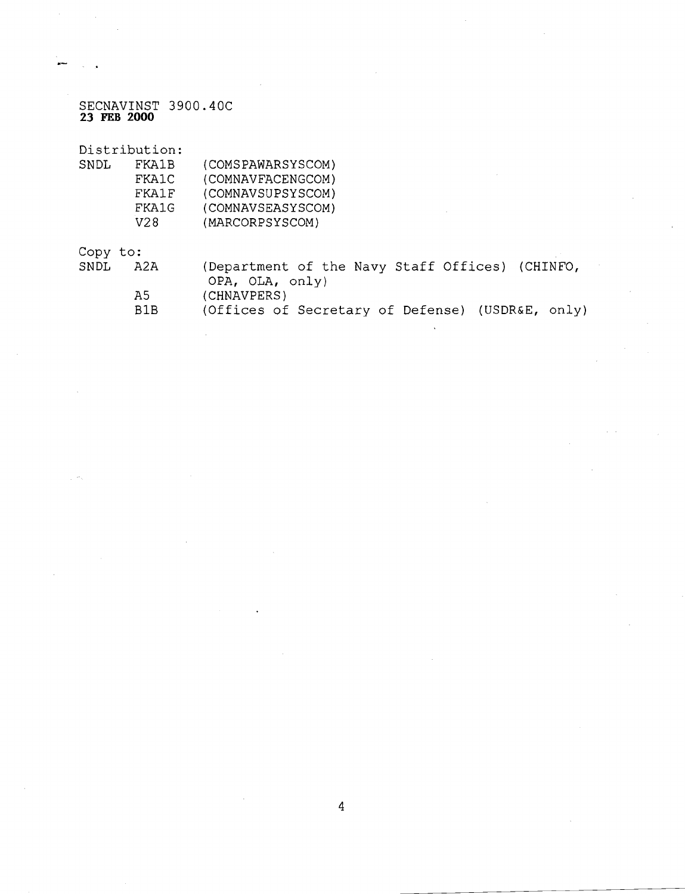SECNAVINST 3900.40C
**23 FEB 2000**

Distribution:

| | | |
|---|---|---|
| SNDL | FKA1B | (COMSPAWARSYSCOM) |
| | FKA1C | (COMNAVFACENGCOM) |
| | FKA1F | (COMNAVSUPSYSCOM) |
| | FKA1G | (COMNAVSEASYSCOM) |
| | V28 | (MARCORPSYSCOM) |

Copy to:

| | | |
|---|---|---|
| SNDL | A2A | (Department of the Navy Staff Offices) (CHINFO, OPA, OLA, only) |
| | A5 | (CHNAVPERS) |
| | B1B | (Offices of Secretary of Defense) (USDR&E, only) |